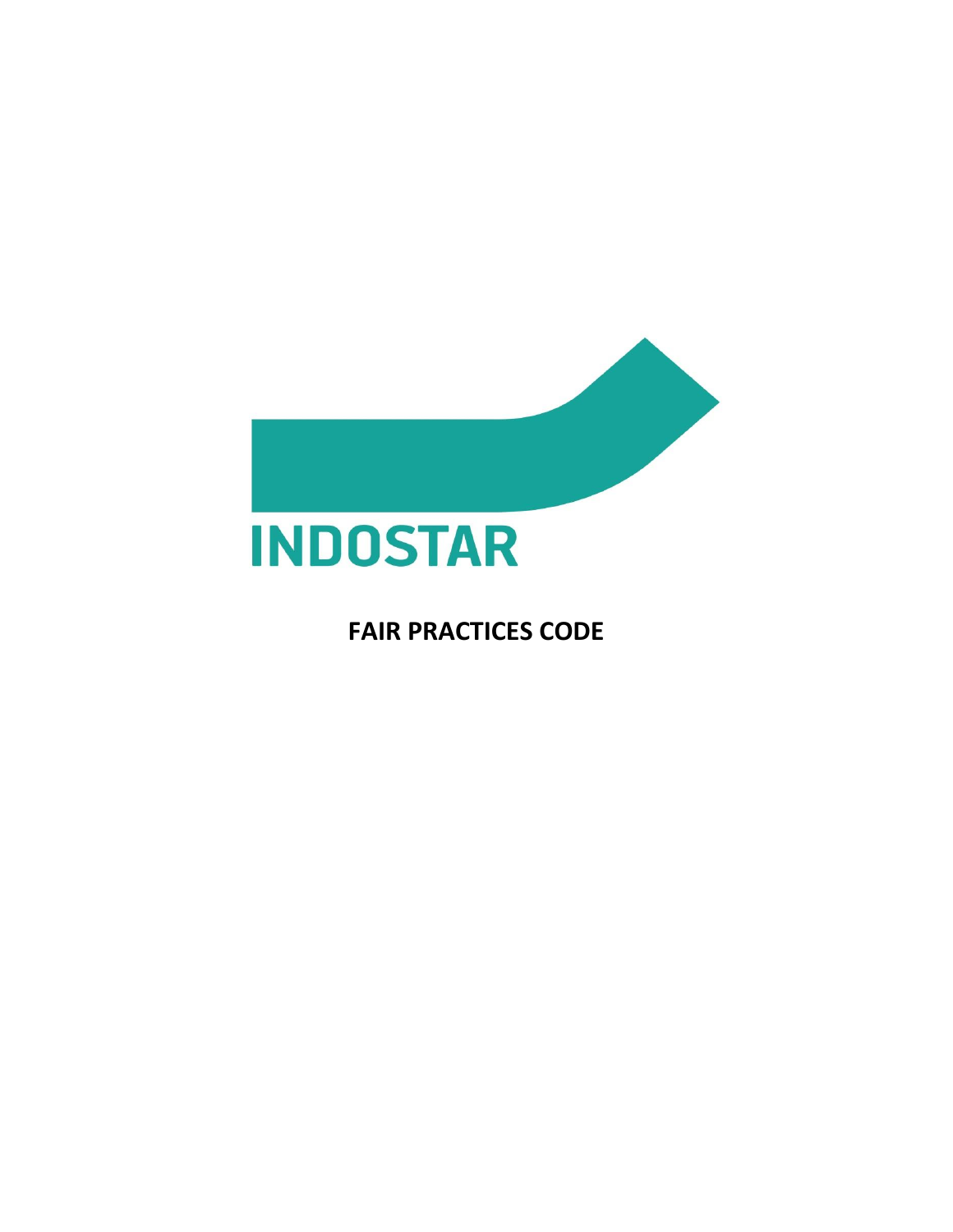INDOSTAR

# FAIR PRACTICES CODE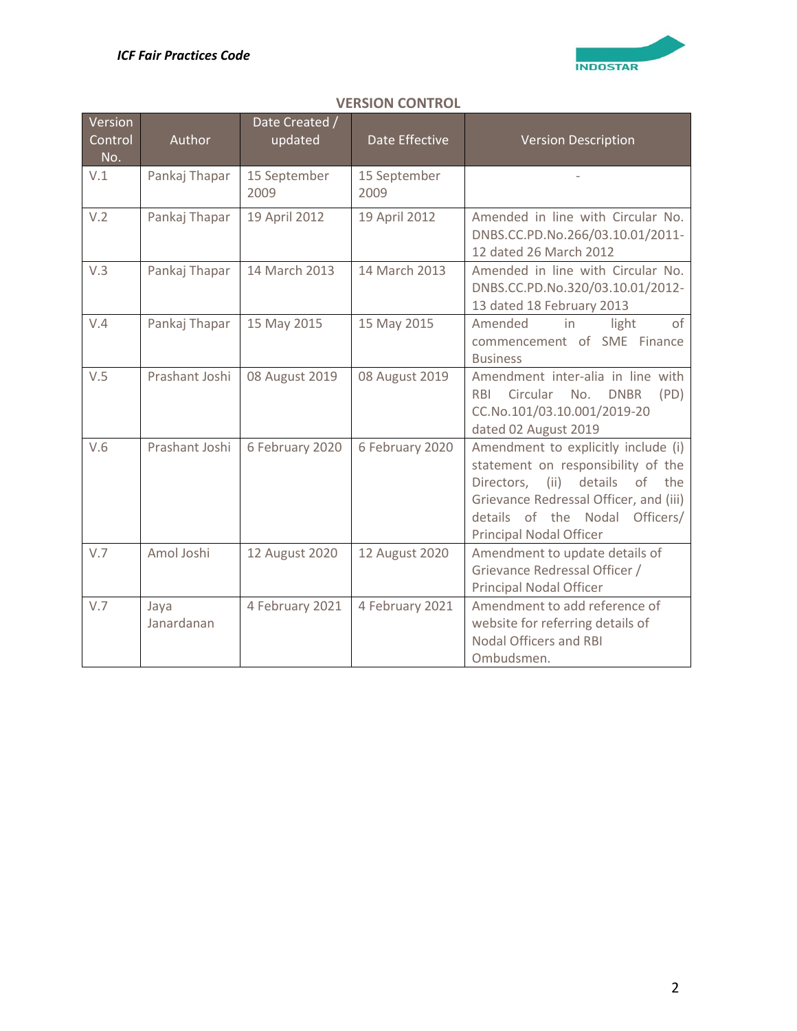## VERSION CONTROL

| Version Control No. | Author | Date Created / updated | Date Effective | Version Description |
|---|---|---|---|---|
| V.1 | Pankaj Thapar | 15 September 2009 | 15 September 2009 | - |
| V.2 | Pankaj Thapar | 19 April 2012 | 19 April 2012 | Amended in line with Circular No. DNBS.CC.PD.No.266/03.10.01/2011-12 dated 26 March 2012 |
| V.3 | Pankaj Thapar | 14 March 2013 | 14 March 2013 | Amended in line with Circular No. DNBS.CC.PD.No.320/03.10.01/2012-13 dated 18 February 2013 |
| V.4 | Pankaj Thapar | 15 May 2015 | 15 May 2015 | Amended in light of commencement of SME Finance Business |
| V.5 | Prashant Joshi | 08 August 2019 | 08 August 2019 | Amendment inter-alia in line with RBI Circular No. DNBR (PD) CC.No.101/03.10.001/2019-20 dated 02 August 2019 |
| V.6 | Prashant Joshi | 6 February 2020 | 6 February 2020 | Amendment to explicitly include (i) statement on responsibility of the Directors, (ii) details of the Grievance Redressal Officer, and (iii) details of the Nodal Officers/ Principal Nodal Officer |
| V.7 | Amol Joshi | 12 August 2020 | 12 August 2020 | Amendment to update details of Grievance Redressal Officer / Principal Nodal Officer |
| V.7 | Jaya Janardanan | 4 February 2021 | 4 February 2021 | Amendment to add reference of website for referring details of Nodal Officers and RBI Ombudsmen. |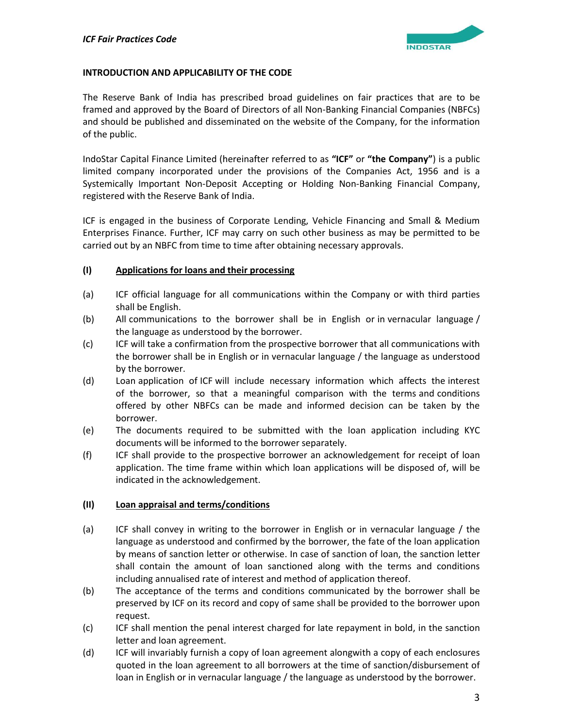## INTRODUCTION AND APPLICABILITY OF THE CODE

The Reserve Bank of India has prescribed broad guidelines on fair practices that are to be framed and approved by the Board of Directors of all Non-Banking Financial Companies (NBFCs) and should be published and disseminated on the website of the Company, for the information of the public.

IndoStar Capital Finance Limited (hereinafter referred to as **"ICF"** or **"the Company"**) is a public limited company incorporated under the provisions of the Companies Act, 1956 and is a Systemically Important Non-Deposit Accepting or Holding Non-Banking Financial Company, registered with the Reserve Bank of India.

ICF is engaged in the business of Corporate Lending, Vehicle Financing and Small & Medium Enterprises Finance. Further, ICF may carry on such other business as may be permitted to be carried out by an NBFC from time to time after obtaining necessary approvals.

### (I) Applications for loans and their processing

(a) ICF official language for all communications within the Company or with third parties shall be English.

(b) All communications to the borrower shall be in English or in vernacular language / the language as understood by the borrower.

(c) ICF will take a confirmation from the prospective borrower that all communications with the borrower shall be in English or in vernacular language / the language as understood by the borrower.

(d) Loan application of ICF will include necessary information which affects the interest of the borrower, so that a meaningful comparison with the terms and conditions offered by other NBFCs can be made and informed decision can be taken by the borrower.

(e) The documents required to be submitted with the loan application including KYC documents will be informed to the borrower separately.

(f) ICF shall provide to the prospective borrower an acknowledgement for receipt of loan application. The time frame within which loan applications will be disposed of, will be indicated in the acknowledgement.

### (II) Loan appraisal and terms/conditions

(a) ICF shall convey in writing to the borrower in English or in vernacular language / the language as understood and confirmed by the borrower, the fate of the loan application by means of sanction letter or otherwise. In case of sanction of loan, the sanction letter shall contain the amount of loan sanctioned along with the terms and conditions including annualised rate of interest and method of application thereof.

(b) The acceptance of the terms and conditions communicated by the borrower shall be preserved by ICF on its record and copy of same shall be provided to the borrower upon request.

(c) ICF shall mention the penal interest charged for late repayment in bold, in the sanction letter and loan agreement.

(d) ICF will invariably furnish a copy of loan agreement alongwith a copy of each enclosures quoted in the loan agreement to all borrowers at the time of sanction/disbursement of loan in English or in vernacular language / the language as understood by the borrower.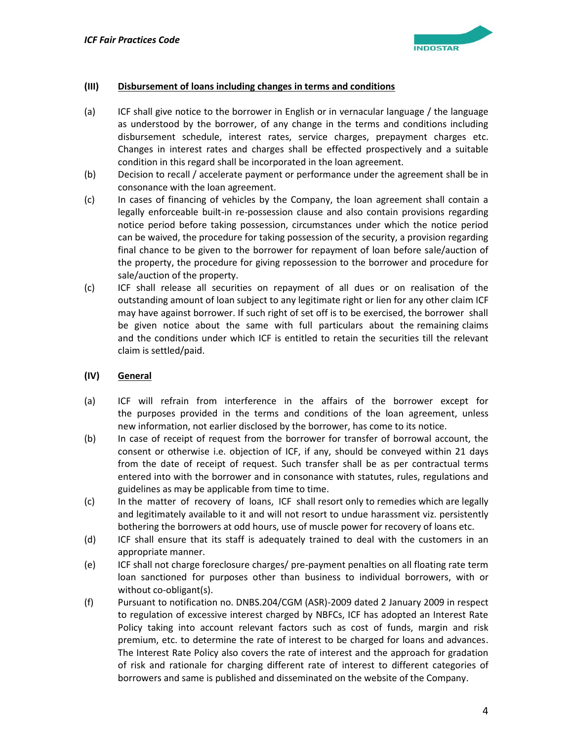### (III) Disbursement of loans including changes in terms and conditions

(a) ICF shall give notice to the borrower in English or in vernacular language / the language as understood by the borrower, of any change in the terms and conditions including disbursement schedule, interest rates, service charges, prepayment charges etc. Changes in interest rates and charges shall be effected prospectively and a suitable condition in this regard shall be incorporated in the loan agreement.

(b) Decision to recall / accelerate payment or performance under the agreement shall be in consonance with the loan agreement.

(c) In cases of financing of vehicles by the Company, the loan agreement shall contain a legally enforceable built-in re-possession clause and also contain provisions regarding notice period before taking possession, circumstances under which the notice period can be waived, the procedure for taking possession of the security, a provision regarding final chance to be given to the borrower for repayment of loan before sale/auction of the property, the procedure for giving repossession to the borrower and procedure for sale/auction of the property.

(c) ICF shall release all securities on repayment of all dues or on realisation of the outstanding amount of loan subject to any legitimate right or lien for any other claim ICF may have against borrower. If such right of set off is to be exercised, the borrower shall be given notice about the same with full particulars about the remaining claims and the conditions under which ICF is entitled to retain the securities till the relevant claim is settled/paid.

### (IV) General

(a) ICF will refrain from interference in the affairs of the borrower except for the purposes provided in the terms and conditions of the loan agreement, unless new information, not earlier disclosed by the borrower, has come to its notice.

(b) In case of receipt of request from the borrower for transfer of borrowal account, the consent or otherwise i.e. objection of ICF, if any, should be conveyed within 21 days from the date of receipt of request. Such transfer shall be as per contractual terms entered into with the borrower and in consonance with statutes, rules, regulations and guidelines as may be applicable from time to time.

(c) In the matter of recovery of loans, ICF shall resort only to remedies which are legally and legitimately available to it and will not resort to undue harassment viz. persistently bothering the borrowers at odd hours, use of muscle power for recovery of loans etc.

(d) ICF shall ensure that its staff is adequately trained to deal with the customers in an appropriate manner.

(e) ICF shall not charge foreclosure charges/ pre-payment penalties on all floating rate term loan sanctioned for purposes other than business to individual borrowers, with or without co-obligant(s).

(f) Pursuant to notification no. DNBS.204/CGM (ASR)-2009 dated 2 January 2009 in respect to regulation of excessive interest charged by NBFCs, ICF has adopted an Interest Rate Policy taking into account relevant factors such as cost of funds, margin and risk premium, etc. to determine the rate of interest to be charged for loans and advances. The Interest Rate Policy also covers the rate of interest and the approach for gradation of risk and rationale for charging different rate of interest to different categories of borrowers and same is published and disseminated on the website of the Company.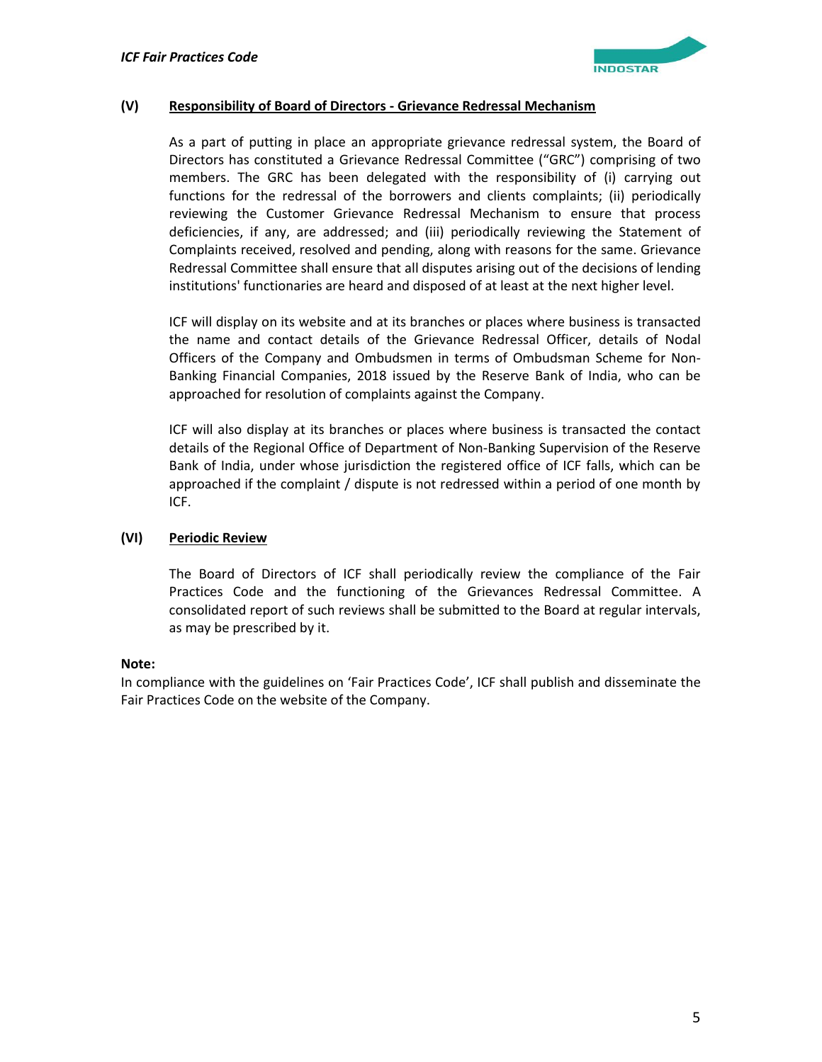### (V) Responsibility of Board of Directors - Grievance Redressal Mechanism

As a part of putting in place an appropriate grievance redressal system, the Board of Directors has constituted a Grievance Redressal Committee ("GRC") comprising of two members. The GRC has been delegated with the responsibility of (i) carrying out functions for the redressal of the borrowers and clients complaints; (ii) periodically reviewing the Customer Grievance Redressal Mechanism to ensure that process deficiencies, if any, are addressed; and (iii) periodically reviewing the Statement of Complaints received, resolved and pending, along with reasons for the same. Grievance Redressal Committee shall ensure that all disputes arising out of the decisions of lending institutions' functionaries are heard and disposed of at least at the next higher level.

ICF will display on its website and at its branches or places where business is transacted the name and contact details of the Grievance Redressal Officer, details of Nodal Officers of the Company and Ombudsmen in terms of Ombudsman Scheme for Non-Banking Financial Companies, 2018 issued by the Reserve Bank of India, who can be approached for resolution of complaints against the Company.

ICF will also display at its branches or places where business is transacted the contact details of the Regional Office of Department of Non-Banking Supervision of the Reserve Bank of India, under whose jurisdiction the registered office of ICF falls, which can be approached if the complaint / dispute is not redressed within a period of one month by ICF.

### (VI) Periodic Review

The Board of Directors of ICF shall periodically review the compliance of the Fair Practices Code and the functioning of the Grievances Redressal Committee. A consolidated report of such reviews shall be submitted to the Board at regular intervals, as may be prescribed by it.

**Note:**

In compliance with the guidelines on 'Fair Practices Code', ICF shall publish and disseminate the Fair Practices Code on the website of the Company.